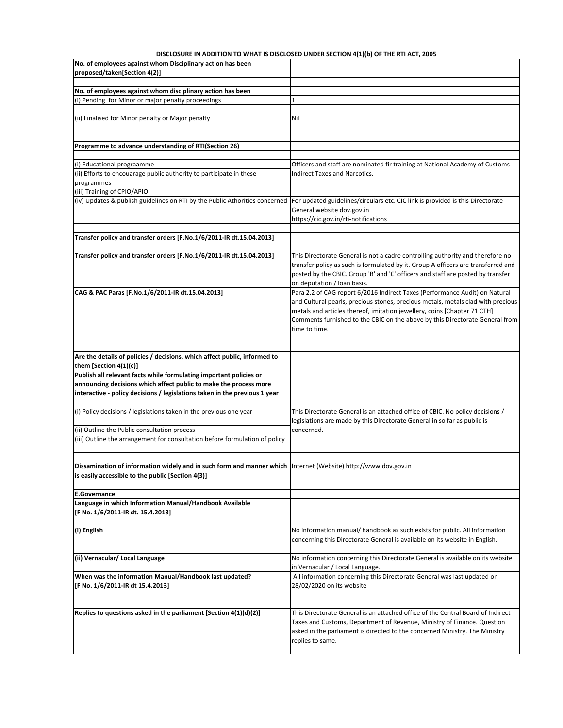**DISCLOSURE IN ADDITION TO WHAT IS DISCLOSED UNDER SECTION 4(1)(b) OF THE RTI ACT, 2005**

| | |
|---|---|
| **No. of employees against whom Disciplinary action has been proposed/taken[Section 4(2)]** | |
| | |
| **No. of employees against whom disciplinary action has been** | |
| (i) Pending for Minor or major penalty proceedings | 1 |
| | |
| (ii) Finalised for Minor penalty or Major penalty | Nil |
| | |
| | |
| **Programme to advance understanding of RTI(Section 26)** | |
| | |
| (i) Educational prograamme | Officers and staff are nominated fir training at National Academy of Customs Indirect Taxes and Narcotics. |
| (ii) Efforts to encouarage public authority to participate in these programmes | |
| (iii) Training of CPIO/APIO | |
| (iv) Updates & publish guidelines on RTI by the Public Athorities concerned | For updated guidelines/circulars etc. CIC link is provided is this Directorate General website dov.gov.in https://cic.gov.in/rti-notifications |
| | |
| **Transfer policy and transfer orders [F.No.1/6/2011-IR dt.15.04.2013]** | |
| **Transfer policy and transfer orders [F.No.1/6/2011-IR dt.15.04.2013]** | This Directorate General is not a cadre controlling authority and therefore no transfer policy as such is formulated by it. Group A officers are transferred and posted by the CBIC. Group 'B' and 'C' officers and staff are posted by transfer on deputation / loan basis. |
| **CAG & PAC Paras [F.No.1/6/2011-IR dt.15.04.2013]** | Para 2.2 of CAG report 6/2016 Indirect Taxes (Performance Audit) on Natural and Cultural pearls, precious stones, precious metals, metals clad with precious metals and articles thereof, imitation jewellery, coins [Chapter 71 CTH] Comments furnished to the CBIC on the above by this Directorate General from time to time. |
| | |
| **Are the details of policies / decisions, which affect public, informed to them [Section 4(1)(c)]** | |
| **Publish all relevant facts while formulating important policies or announcing decisions which affect public to make the process more interactive - policy decisions / legislations taken in the previous 1 year** | |
| (i) Policy decisions / legislations taken in the previous one year | This Directorate General is an attached office of CBIC. No policy decisions / legislations are made by this Directorate General in so far as public is concerned. |
| (ii) Outline the Public consultation process | |
| (iii) Outline the arrangement for consultation before formulation of policy | |
| | |
| **Dissamination of information widely and in such form and manner which is easily accessible to the public [Section 4(3)]** | Internet (Website) http://www.dov.gov.in |
| | |
| **E.Governance** | |
| **Language in which Information Manual/Handbook Available [F No. 1/6/2011-IR dt. 15.4.2013]** | |
| **(i) English** | No information manual/ handbook as such exists for public. All information concerning this Directorate General is available on its website in English. |
| **(ii) Vernacular/ Local Language** | No information concerning this Directorate General is available on its website in Vernacular / Local Language. |
| **When was the information Manual/Handbook last updated? [F No. 1/6/2011-IR dt 15.4.2013]** | All information concerning this Directorate General was last updated on 28/02/2020 on its website |
| | |
| **Replies to questions asked in the parliament [Section 4(1)(d)(2)]** | This Directorate General is an attached office of the Central Board of Indirect Taxes and Customs, Department of Revenue, Ministry of Finance. Question asked in the parliament is directed to the concerned Ministry. The Ministry replies to same. |
| | |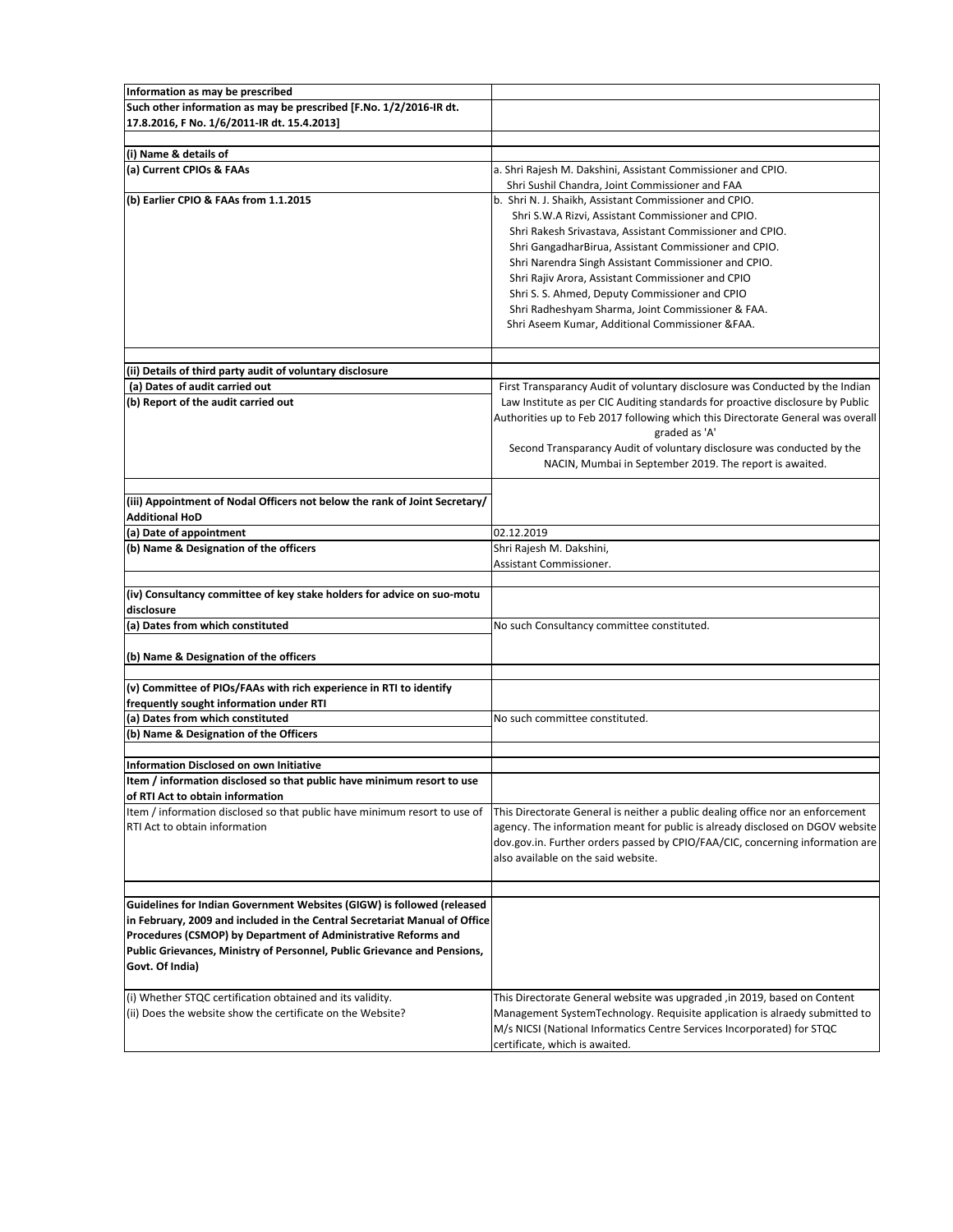| | |
|---|---|
| **Information as may be prescribed** | |
| **Such other information as may be prescribed [F.No. 1/2/2016-IR dt. 17.8.2016, F No. 1/6/2011-IR dt. 15.4.2013]** | |
| | |
| **(i) Name & details of** | |
| **(a) Current CPIOs & FAAs** | a. Shri Rajesh M. Dakshini, Assistant Commissioner and CPIO.<br>Shri Sushil Chandra, Joint Commissioner and FAA |
| **(b) Earlier CPIO & FAAs from 1.1.2015** | b. Shri N. J. Shaikh, Assistant Commissioner and CPIO.<br>Shri S.W.A Rizvi, Assistant Commissioner and CPIO.<br>Shri Rakesh Srivastava, Assistant Commissioner and CPIO.<br>Shri GangadharBirua, Assistant Commissioner and CPIO.<br>Shri Narendra Singh Assistant Commissioner and CPIO.<br>Shri Rajiv Arora, Assistant Commissioner and CPIO<br>Shri S. S. Ahmed, Deputy Commissioner and CPIO<br>Shri Radheshyam Sharma, Joint Commissioner & FAA.<br>Shri Aseem Kumar, Additional Commissioner &FAA. |
| | |
| **(ii) Details of third party audit of voluntary disclosure** | |
| **(a) Dates of audit carried out** | First Transparancy Audit of voluntary disclosure was Conducted by the Indian Law Institute as per CIC Auditing standards for proactive disclosure by Public Authorities up to Feb 2017 following which this Directorate General was overall graded as 'A'<br>Second Transparancy Audit of voluntary disclosure was conducted by the NACIN, Mumbai in September 2019. The report is awaited. |
| **(b) Report of the audit carried out** | |
| | |
| **(iii) Appointment of Nodal Officers not below the rank of Joint Secretary/ Additional HoD** | |
| **(a) Date of appointment** | 02.12.2019 |
| **(b) Name & Designation of the officers** | Shri Rajesh M. Dakshini,<br>Assistant Commissioner. |
| | |
| **(iv) Consultancy committee of key stake holders for advice on suo-motu disclosure** | |
| **(a) Dates from which constituted** | No such Consultancy committee constituted. |
| **(b) Name & Designation of the officers** | |
| | |
| **(v) Committee of PIOs/FAAs with rich experience in RTI to identify frequently sought information under RTI** | |
| **(a) Dates from which constituted** | No such committee constituted. |
| **(b) Name & Designation of the Officers** | |
| | |
| **Information Disclosed on own Initiative** | |
| **Item / information disclosed so that public have minimum resort to use of RTI Act to obtain information** | |
| Item / information disclosed so that public have minimum resort to use of RTI Act to obtain information | This Directorate General is neither a public dealing office nor an enforcement agency. The information meant for public is already disclosed on DGOV website dov.gov.in. Further orders passed by CPIO/FAA/CIC, concerning information are also available on the said website. |
| | |
| **Guidelines for Indian Government Websites (GIGW) is followed (released in February, 2009 and included in the Central Secretariat Manual of Office Procedures (CSMOP) by Department of Administrative Reforms and Public Grievances, Ministry of Personnel, Public Grievance and Pensions, Govt. Of India)** | |
| (i) Whether STQC certification obtained and its validity.<br>(ii) Does the website show the certificate on the Website? | This Directorate General website was upgraded ,in 2019, based on Content Management SystemTechnology. Requisite application is alraedy submitted to M/s NICSI (National Informatics Centre Services Incorporated) for STQC certificate, which is awaited. |